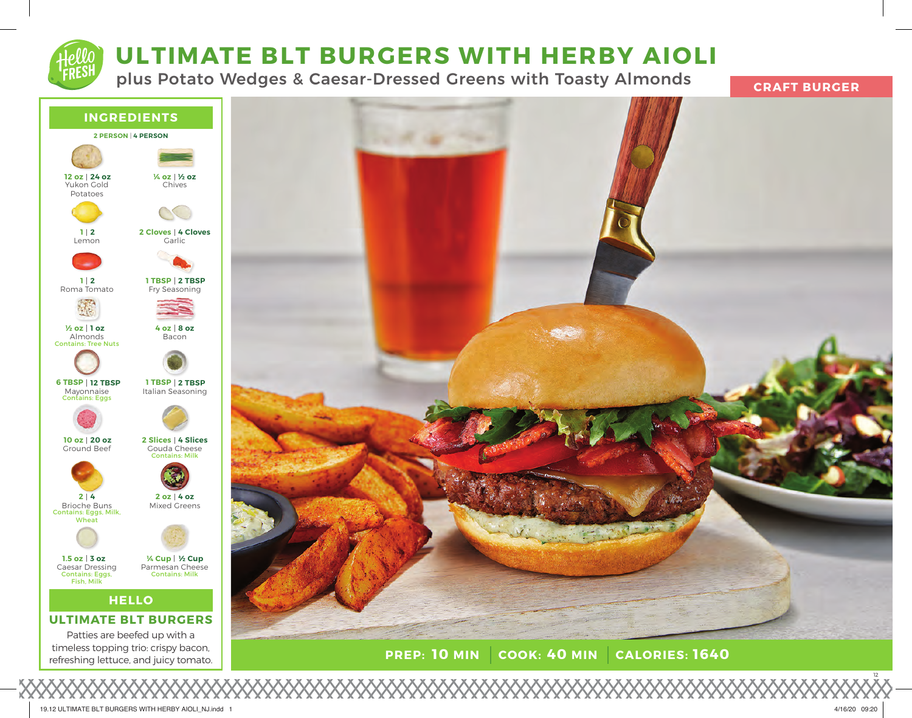# ULTIMATE BLT BURGERS WITH HERBY AIOLI

plus Potato Wedges & Caesar-Dressed Greens with Toasty Almonds

**CRAFT BURGER**

## INGREDIENTS

**2 PERSON | 4 PERSON**

| Amount | Ingredient |
| --- | --- |
| 12 oz \| 24 oz | Yukon Gold Potatoes |
| ¼ oz \| ½ oz | Chives |
| 1 \| 2 | Lemon |
| 2 Cloves \| 4 Cloves | Garlic |
| 1 \| 2 | Roma Tomato |
| 1 TBSP \| 2 TBSP | Fry Seasoning |
| ½ oz \| 1 oz | Almonds (Contains: Tree Nuts) |
| 4 oz \| 8 oz | Bacon |
| 6 TBSP \| 12 TBSP | Mayonnaise (Contains: Eggs) |
| 1 TBSP \| 2 TBSP | Italian Seasoning |
| 10 oz \| 20 oz | Ground Beef |
| 2 Slices \| 4 Slices | Gouda Cheese (Contains: Milk) |
| 2 \| 4 | Brioche Buns (Contains: Eggs, Milk, Wheat) |
| 2 oz \| 4 oz | Mixed Greens |
| 1.5 oz \| 3 oz | Caesar Dressing (Contains: Eggs, Fish, Milk) |
| ¼ Cup \| ½ Cup | Parmesan Cheese (Contains: Milk) |

## HELLO

### ULTIMATE BLT BURGERS

Patties are beefed up with a timeless topping trio: crispy bacon, refreshing lettuce, and juicy tomato.

**PREP: 10 MIN | COOK: 40 MIN | CALORIES: 1640**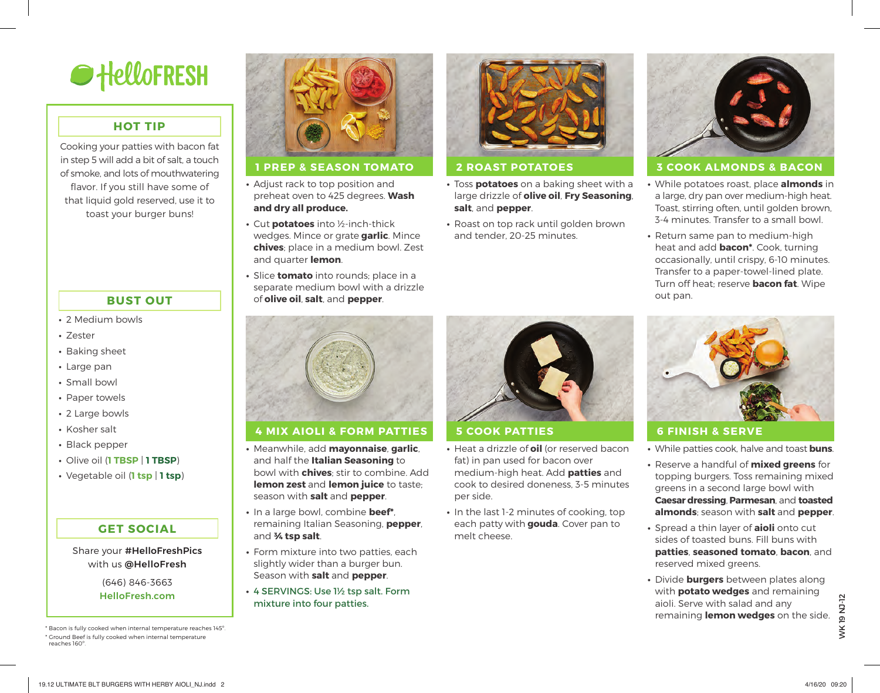# HelloFRESH

## HOT TIP

Cooking your patties with bacon fat in step 5 will add a bit of salt, a touch of smoke, and lots of mouthwatering flavor. If you still have some of that liquid gold reserved, use it to toast your burger buns!

## BUST OUT

- 2 Medium bowls
- Zester
- Baking sheet
- Large pan
- Small bowl
- Paper towels
- 2 Large bowls
- Kosher salt
- Black pepper
- Olive oil (1 TBSP | 1 TBSP)
- Vegetable oil (1 tsp | 1 tsp)

## GET SOCIAL

Share your #HelloFreshPics with us @HelloFresh

(646) 846-3663

HelloFresh.com

\* Bacon is fully cooked when internal temperature reaches 145°.

\* Ground Beef is fully cooked when internal temperature reaches 160°.

## 1 PREP & SEASON TOMATO

- Adjust rack to top position and preheat oven to 425 degrees. **Wash and dry all produce.**
- Cut **potatoes** into ½-inch-thick wedges. Mince or grate **garlic**. Mince **chives**; place in a medium bowl. Zest and quarter **lemon**.
- Slice **tomato** into rounds; place in a separate medium bowl with a drizzle of **olive oil**, **salt**, and **pepper**.

## 2 ROAST POTATOES

- Toss **potatoes** on a baking sheet with a large drizzle of **olive oil**, **Fry Seasoning**, **salt**, and **pepper**.
- Roast on top rack until golden brown and tender, 20-25 minutes.

## 3 COOK ALMONDS & BACON

- While potatoes roast, place **almonds** in a large, dry pan over medium-high heat. Toast, stirring often, until golden brown, 3-4 minutes. Transfer to a small bowl.
- Return same pan to medium-high heat and add **bacon\***. Cook, turning occasionally, until crispy, 6-10 minutes. Transfer to a paper-towel-lined plate. Turn off heat; reserve **bacon fat**. Wipe out pan.

## 4 MIX AIOLI & FORM PATTIES

- Meanwhile, add **mayonnaise**, **garlic**, and half the **Italian Seasoning** to bowl with **chives**; stir to combine. Add **lemon zest** and **lemon juice** to taste; season with **salt** and **pepper**.
- In a large bowl, combine **beef\***, remaining Italian Seasoning, **pepper**, and **¾ tsp salt**.
- Form mixture into two patties, each slightly wider than a burger bun. Season with **salt** and **pepper**.
- 4 SERVINGS: Use 1½ tsp salt. Form mixture into four patties.

## 5 COOK PATTIES

- Heat a drizzle of **oil** (or reserved bacon fat) in pan used for bacon over medium-high heat. Add **patties** and cook to desired doneness, 3-5 minutes per side.
- In the last 1-2 minutes of cooking, top each patty with **gouda**. Cover pan to melt cheese.

## 6 FINISH & SERVE

- While patties cook, halve and toast **buns**.
- Reserve a handful of **mixed greens** for topping burgers. Toss remaining mixed greens in a second large bowl with **Caesar dressing**, **Parmesan**, and **toasted almonds**; season with **salt** and **pepper**.
- Spread a thin layer of **aioli** onto cut sides of toasted buns. Fill buns with **patties**, **seasoned tomato**, **bacon**, and reserved mixed greens.
- Divide **burgers** between plates along with **potato wedges** and remaining aioli. Serve with salad and any remaining **lemon wedges** on the side.

WK 19 NJ-12